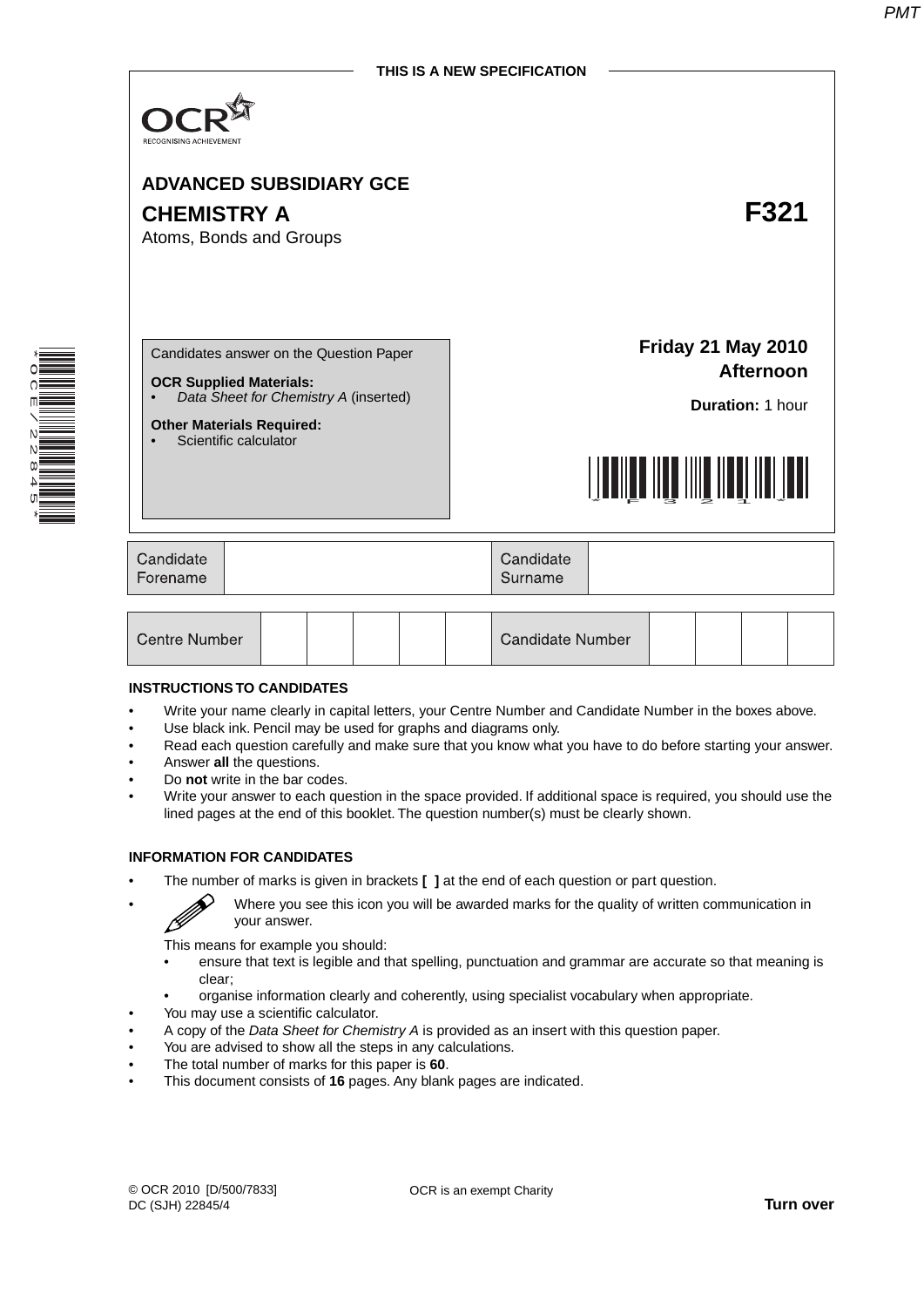THIS IS A NEW SPECIFICATION

OCR
RECOGNISING ACHIEVEMENT

**ADVANCED SUBSIDIARY GCE**

# CHEMISTRY A — F321

Atoms, Bonds and Groups

Candidates answer on the Question Paper

**OCR Supplied Materials:**
- *Data Sheet for Chemistry A* (inserted)

**Other Materials Required:**
- Scientific calculator

**Friday 21 May 2010**
**Afternoon**

**Duration:** 1 hour

| Candidate Forename | | Candidate Surname | |
|---|---|---|---|

| Centre Number | | | | | | Candidate Number | | | | |
|---|---|---|---|---|---|---|---|---|---|---|

**INSTRUCTIONS TO CANDIDATES**

- Write your name clearly in capital letters, your Centre Number and Candidate Number in the boxes above.
- Use black ink. Pencil may be used for graphs and diagrams only.
- Read each question carefully and make sure that you know what you have to do before starting your answer.
- Answer **all** the questions.
- Do **not** write in the bar codes.
- Write your answer to each question in the space provided. If additional space is required, you should use the lined pages at the end of this booklet. The question number(s) must be clearly shown.

**INFORMATION FOR CANDIDATES**

- The number of marks is given in brackets **[ ]** at the end of each question or part question.
- Where you see this icon you will be awarded marks for the quality of written communication in your answer.

  This means for example you should:
  - ensure that text is legible and that spelling, punctuation and grammar are accurate so that meaning is clear;
  - organise information clearly and coherently, using specialist vocabulary when appropriate.
- You may use a scientific calculator.
- A copy of the *Data Sheet for Chemistry A* is provided as an insert with this question paper.
- You are advised to show all the steps in any calculations.
- The total number of marks for this paper is **60**.
- This document consists of **16** pages. Any blank pages are indicated.

© OCR 2010 [D/500/7833]
DC (SJH) 22845/4

OCR is an exempt Charity

**Turn over**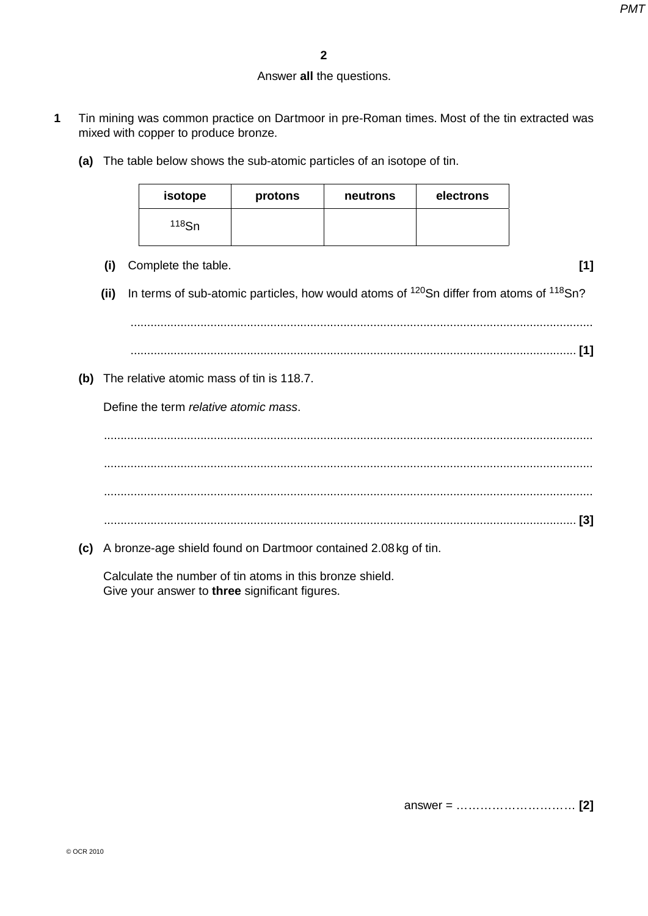Answer **all** the questions.

**1** Tin mining was common practice on Dartmoor in pre-Roman times. Most of the tin extracted was mixed with copper to produce bronze.

**(a)** The table below shows the sub-atomic particles of an isotope of tin.

| isotope | protons | neutrons | electrons |
|---|---|---|---|
| $^{118}Sn$ | | | |

**(i)** Complete the table. **[1]**

**(ii)** In terms of sub-atomic particles, how would atoms of $^{120}Sn$ differ from atoms of $^{118}Sn$?

..........................................................................................................................................

.................................................................................................................................... **[1]**

**(b)** The relative atomic mass of tin is 118.7.

Define the term *relative atomic mass*.

..........................................................................................................................................

..........................................................................................................................................

..........................................................................................................................................

.................................................................................................................................... **[3]**

**(c)** A bronze-age shield found on Dartmoor contained 2.08 kg of tin.

Calculate the number of tin atoms in this bronze shield.
Give your answer to **three** significant figures.

answer = ………………………… **[2]**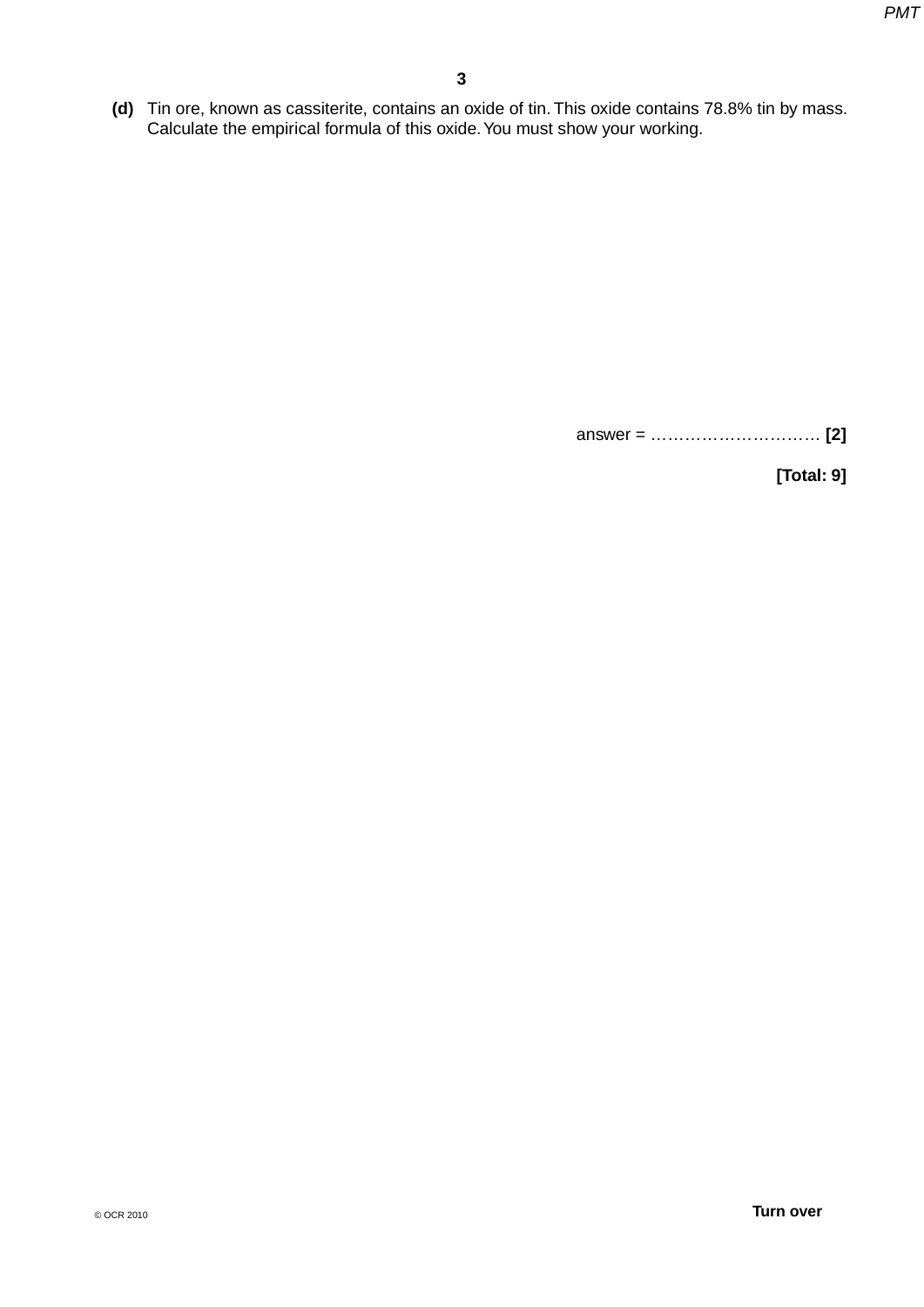**(d)** Tin ore, known as cassiterite, contains an oxide of tin. This oxide contains 78.8% tin by mass. Calculate the empirical formula of this oxide. You must show your working.

answer = ………………………… **[2]**

**[Total: 9]**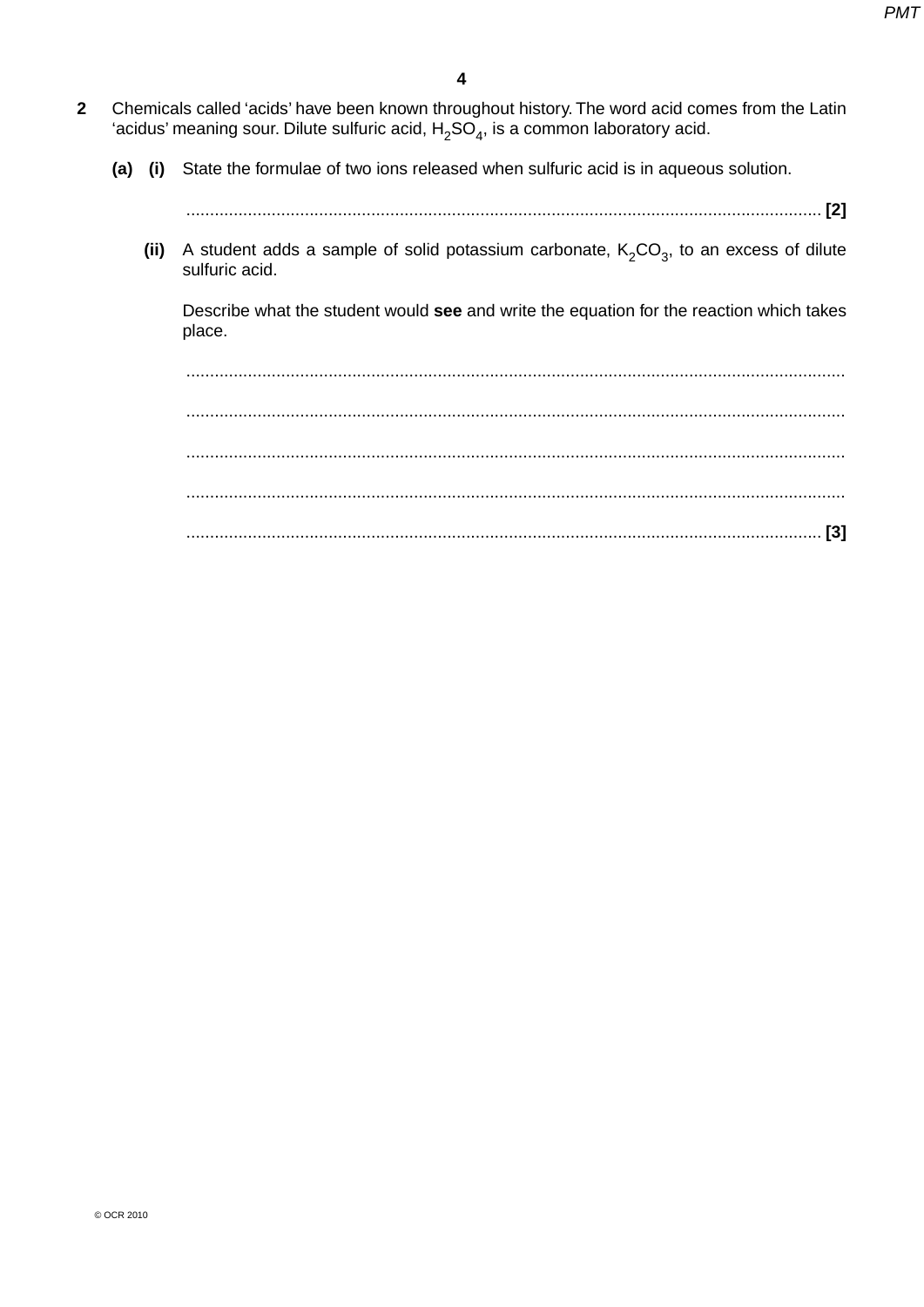**2** Chemicals called 'acids' have been known throughout history. The word acid comes from the Latin 'acidus' meaning sour. Dilute sulfuric acid, $H_2SO_4$, is a common laboratory acid.

**(a)** **(i)** State the formulae of two ions released when sulfuric acid is in aqueous solution.

........................................................................................................................................ **[2]**

**(ii)** A student adds a sample of solid potassium carbonate, $K_2CO_3$, to an excess of dilute sulfuric acid.

Describe what the student would **see** and write the equation for the reaction which takes place.

........................................................................................................................................

........................................................................................................................................

........................................................................................................................................

........................................................................................................................................

........................................................................................................................................ **[3]**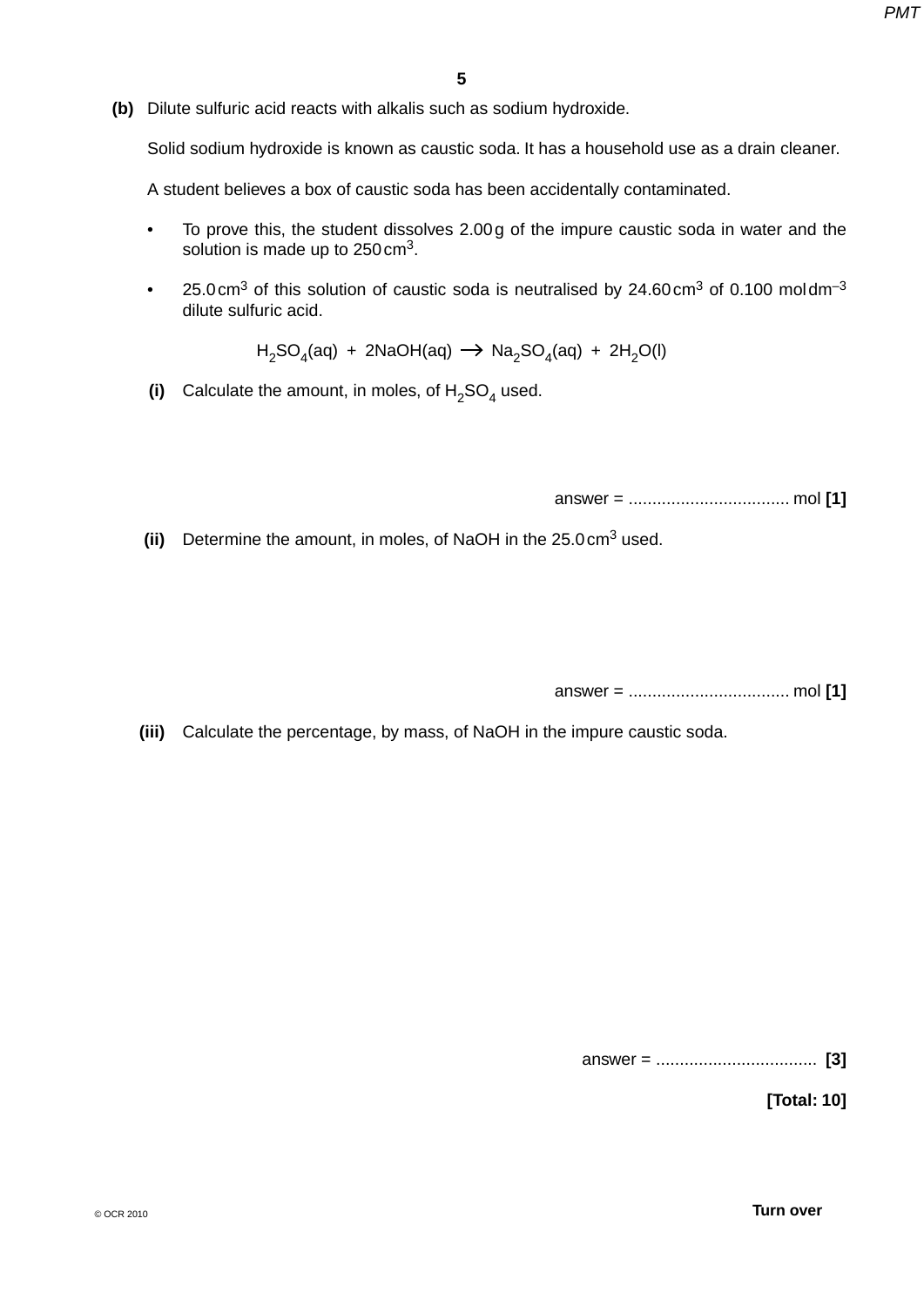**(b)** Dilute sulfuric acid reacts with alkalis such as sodium hydroxide.

Solid sodium hydroxide is known as caustic soda. It has a household use as a drain cleaner.

A student believes a box of caustic soda has been accidentally contaminated.

- To prove this, the student dissolves 2.00 g of the impure caustic soda in water and the solution is made up to 250 $cm^3$.
- 25.0 $cm^3$ of this solution of caustic soda is neutralised by 24.60 $cm^3$ of 0.100 mol $dm^{-3}$ dilute sulfuric acid.

$$H_2SO_4(aq) + 2NaOH(aq) \longrightarrow Na_2SO_4(aq) + 2H_2O(l)$$

**(i)** Calculate the amount, in moles, of $H_2SO_4$ used.

answer = .................................. mol **[1]**

**(ii)** Determine the amount, in moles, of NaOH in the 25.0 $cm^3$ used.

answer = .................................. mol **[1]**

**(iii)** Calculate the percentage, by mass, of NaOH in the impure caustic soda.

answer = .................................. **[3]**

**[Total: 10]**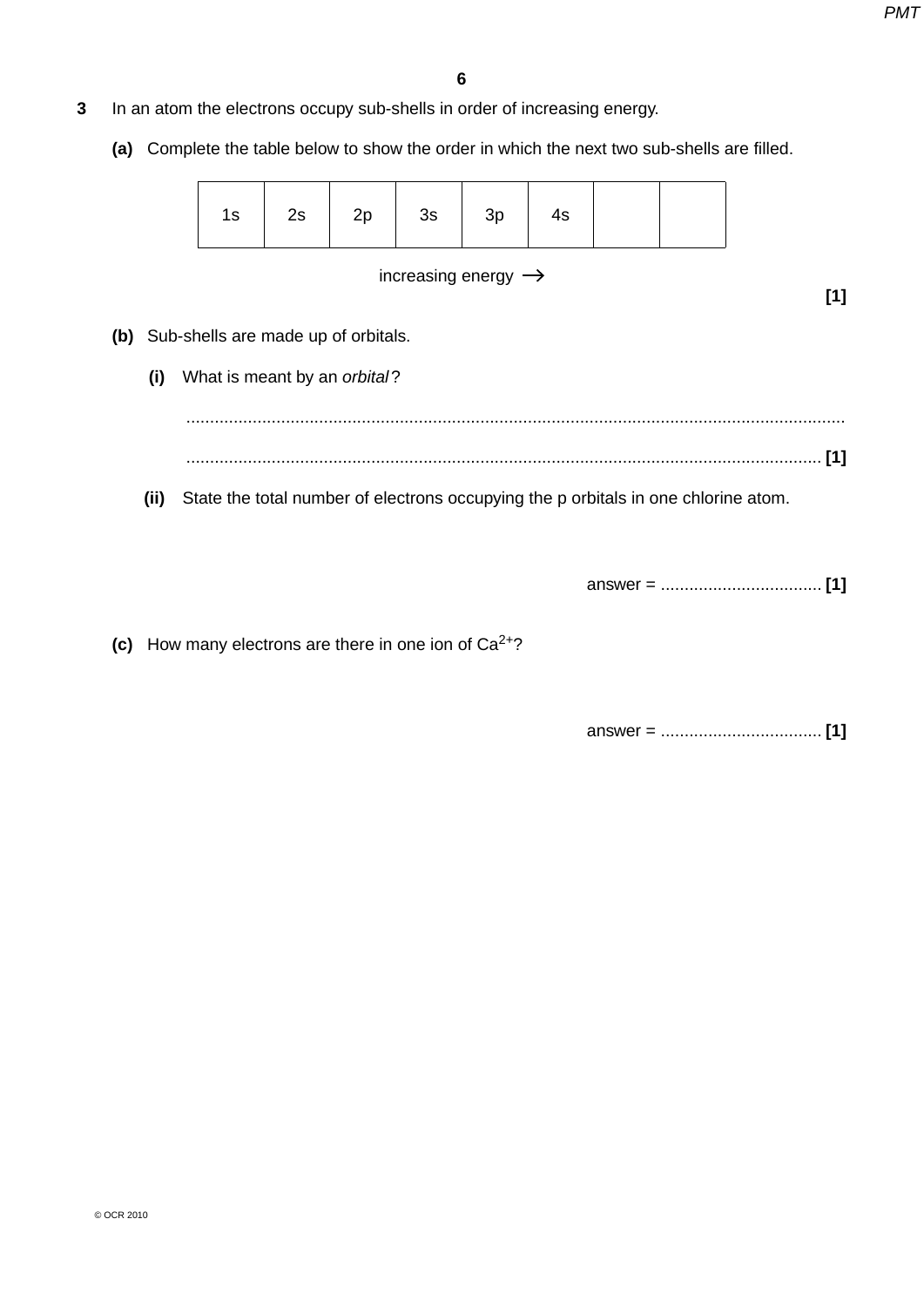**3** In an atom the electrons occupy sub-shells in order of increasing energy.

**(a)** Complete the table below to show the order in which the next two sub-shells are filled.

| 1s | 2s | 2p | 3s | 3p | 4s | | |
|---|---|---|---|---|---|---|---|

increasing energy →

**[1]**

**(b)** Sub-shells are made up of orbitals.

**(i)** What is meant by an *orbital*?

..........................................................................................................................................

.................................................................................................................................... **[1]**

**(ii)** State the total number of electrons occupying the p orbitals in one chlorine atom.

answer = .................................. **[1]**

**(c)** How many electrons are there in one ion of $Ca^{2+}$?

answer = .................................. **[1]**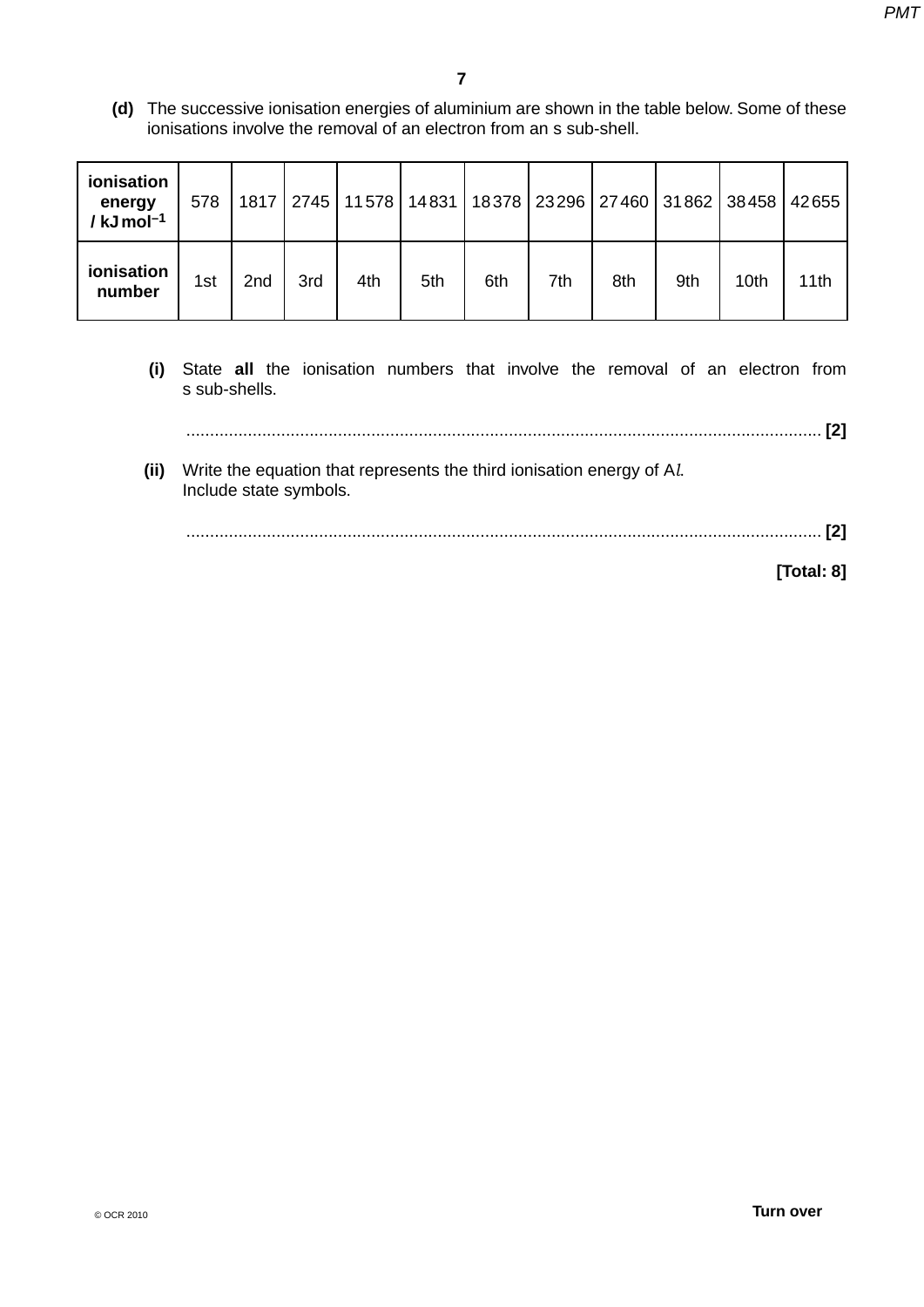**(d)** The successive ionisation energies of aluminium are shown in the table below. Some of these ionisations involve the removal of an electron from an s sub-shell.

| **ionisation energy / kJ mol$^{-1}$** | 578 | 1817 | 2745 | 11578 | 14831 | 18378 | 23296 | 27460 | 31862 | 38458 | 42655 |
|---|---|---|---|---|---|---|---|---|---|---|---|
| **ionisation number** | 1st | 2nd | 3rd | 4th | 5th | 6th | 7th | 8th | 9th | 10th | 11th |

**(i)** State **all** the ionisation numbers that involve the removal of an electron from s sub-shells.

...................................................................................................................................... **[2]**

**(ii)** Write the equation that represents the third ionisation energy of A*l*.
Include state symbols.

...................................................................................................................................... **[2]**

**[Total: 8]**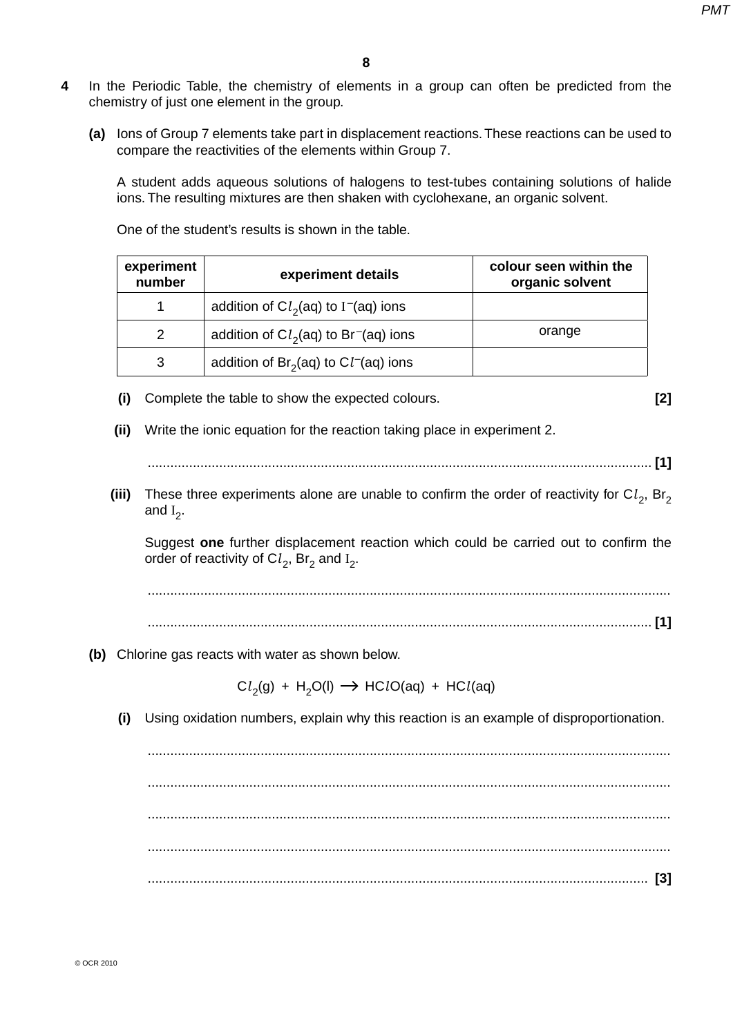**4** In the Periodic Table, the chemistry of elements in a group can often be predicted from the chemistry of just one element in the group.

**(a)** Ions of Group 7 elements take part in displacement reactions. These reactions can be used to compare the reactivities of the elements within Group 7.

A student adds aqueous solutions of halogens to test-tubes containing solutions of halide ions. The resulting mixtures are then shaken with cyclohexane, an organic solvent.

One of the student's results is shown in the table.

| experiment number | experiment details | colour seen within the organic solvent |
|---|---|---|
| 1 | addition of $Cl_2$(aq) to $I^-$(aq) ions | |
| 2 | addition of $Cl_2$(aq) to $Br^-$(aq) ions | orange |
| 3 | addition of $Br_2$(aq) to $Cl^-$(aq) ions | |

**(i)** Complete the table to show the expected colours. **[2]**

**(ii)** Write the ionic equation for the reaction taking place in experiment 2.

.................................................................................................................................... **[1]**

**(iii)** These three experiments alone are unable to confirm the order of reactivity for $Cl_2$, $Br_2$ and $I_2$.

Suggest **one** further displacement reaction which could be carried out to confirm the order of reactivity of $Cl_2$, $Br_2$ and $I_2$.

....................................................................................................................................

.................................................................................................................................... **[1]**

**(b)** Chlorine gas reacts with water as shown below.

$$Cl_2(g) + H_2O(l) \longrightarrow HClO(aq) + HCl(aq)$$

**(i)** Using oxidation numbers, explain why this reaction is an example of disproportionation.

....................................................................................................................................

....................................................................................................................................

....................................................................................................................................

....................................................................................................................................

.................................................................................................................................... **[3]**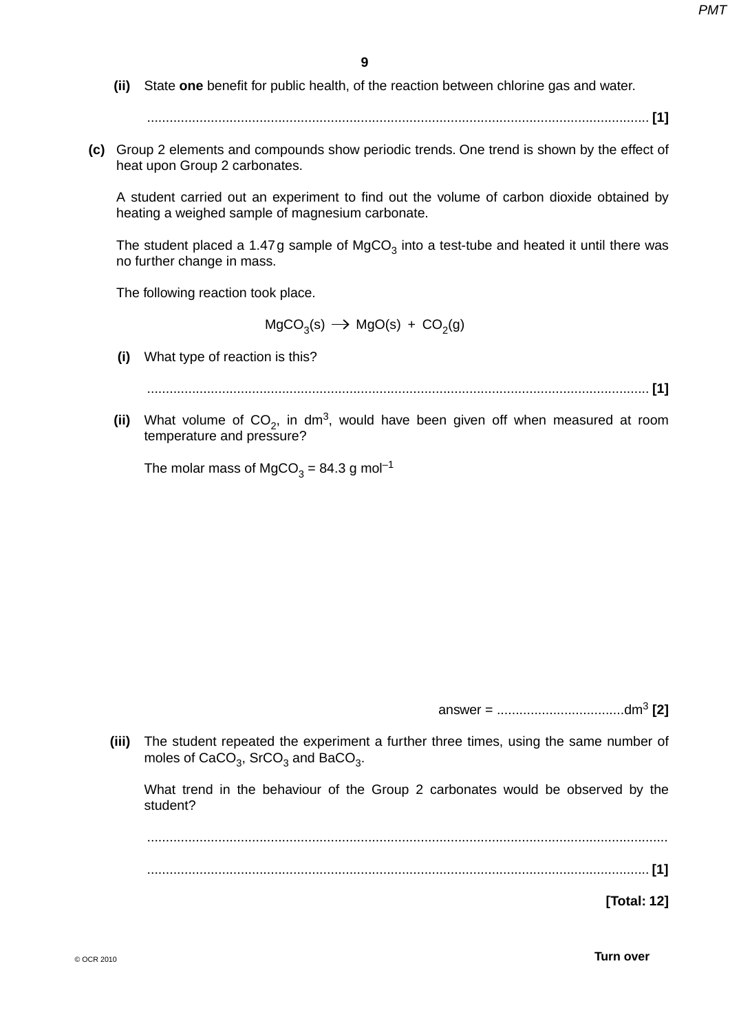(ii) State **one** benefit for public health, of the reaction between chlorine gas and water.

............................................................................................................................................ **[1]**

**(c)** Group 2 elements and compounds show periodic trends. One trend is shown by the effect of heat upon Group 2 carbonates.

A student carried out an experiment to find out the volume of carbon dioxide obtained by heating a weighed sample of magnesium carbonate.

The student placed a 1.47 g sample of $MgCO_3$ into a test-tube and heated it until there was no further change in mass.

The following reaction took place.

$$MgCO_3(s) \longrightarrow MgO(s) + CO_2(g)$$

**(i)** What type of reaction is this?

............................................................................................................................................ **[1]**

**(ii)** What volume of $CO_2$, in $dm^3$, would have been given off when measured at room temperature and pressure?

The molar mass of $MgCO_3$ = 84.3 g $mol^{-1}$

answer = .................................. $dm^3$ **[2]**

**(iii)** The student repeated the experiment a further three times, using the same number of moles of $CaCO_3$, $SrCO_3$ and $BaCO_3$.

What trend in the behaviour of the Group 2 carbonates would be observed by the student?

............................................................................................................................................

............................................................................................................................................ **[1]**

**[Total: 12]**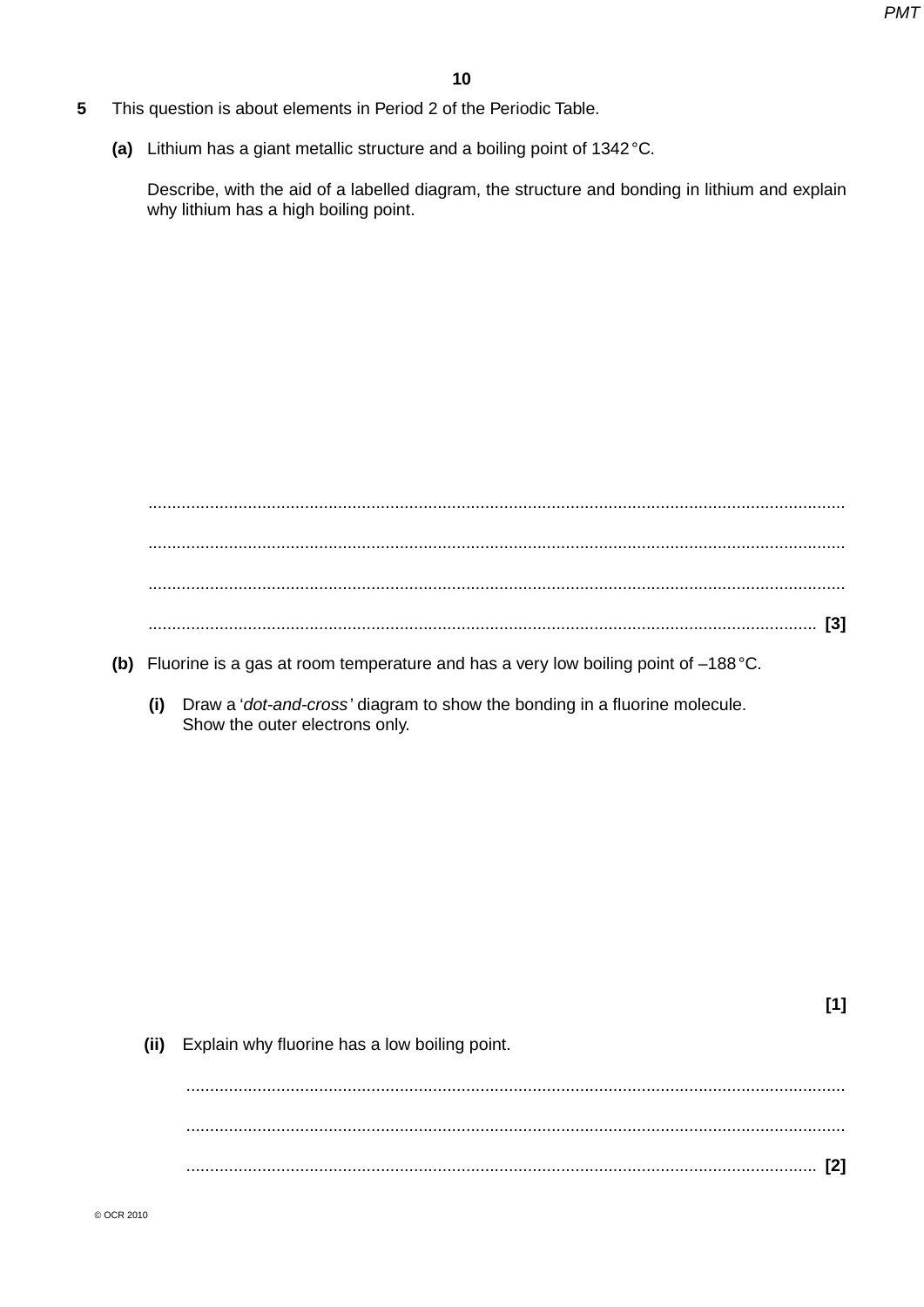**5** This question is about elements in Period 2 of the Periodic Table.

**(a)** Lithium has a giant metallic structure and a boiling point of 1342 °C.

Describe, with the aid of a labelled diagram, the structure and bonding in lithium and explain why lithium has a high boiling point.

..................................................................................................................................................

..................................................................................................................................................

..................................................................................................................................................

.............................................................................................................................................. **[3]**

**(b)** Fluorine is a gas at room temperature and has a very low boiling point of –188 °C.

**(i)** Draw a '*dot-and-cross*' diagram to show the bonding in a fluorine molecule.
Show the outer electrons only.

**[1]**

**(ii)** Explain why fluorine has a low boiling point.

..................................................................................................................................................

..................................................................................................................................................

.............................................................................................................................................. **[2]**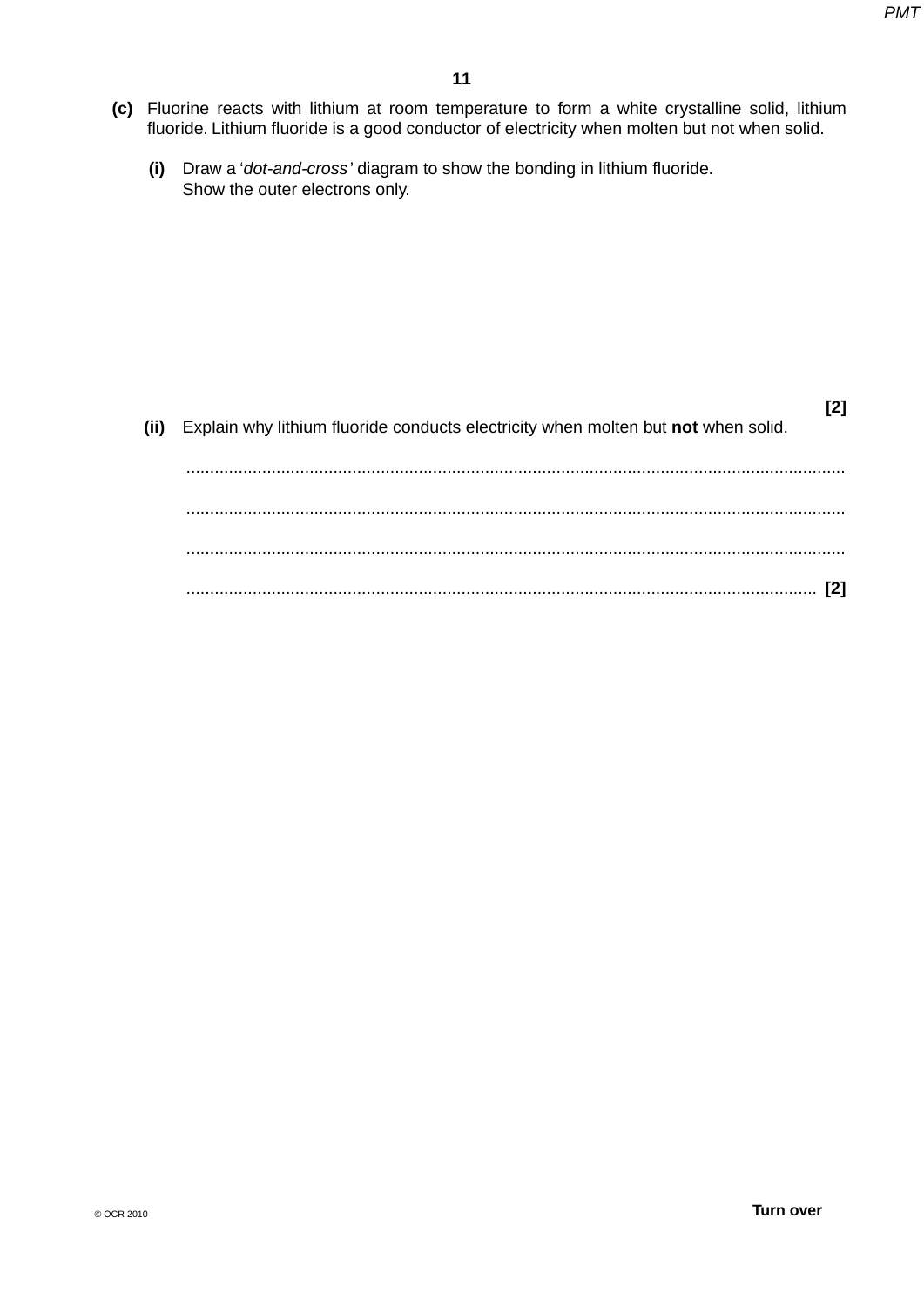**(c)** Fluorine reacts with lithium at room temperature to form a white crystalline solid, lithium fluoride. Lithium fluoride is a good conductor of electricity when molten but not when solid.

**(i)** Draw a '*dot-and-cross*' diagram to show the bonding in lithium fluoride.
Show the outer electrons only.

**[2]**

**(ii)** Explain why lithium fluoride conducts electricity when molten but **not** when solid.

..........................................................................................................................................

..........................................................................................................................................

..........................................................................................................................................

.................................................................................................................................... **[2]**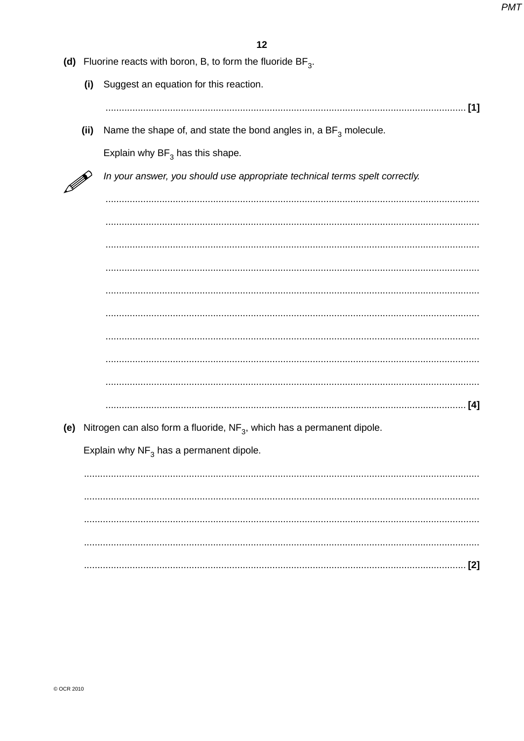**(d)** Fluorine reacts with boron, B, to form the fluoride $BF_3$.

**(i)** Suggest an equation for this reaction.

.................................................................................................................................... **[1]**

**(ii)** Name the shape of, and state the bond angles in, a $BF_3$ molecule.

Explain why $BF_3$ has this shape.

*In your answer, you should use appropriate technical terms spelt correctly.*

....................................................................................................................................

....................................................................................................................................

....................................................................................................................................

....................................................................................................................................

....................................................................................................................................

....................................................................................................................................

....................................................................................................................................

....................................................................................................................................

....................................................................................................................................

.................................................................................................................................... **[4]**

**(e)** Nitrogen can also form a fluoride, $NF_3$, which has a permanent dipole.

Explain why $NF_3$ has a permanent dipole.

....................................................................................................................................

....................................................................................................................................

....................................................................................................................................

....................................................................................................................................

.................................................................................................................................... **[2]**

© OCR 2010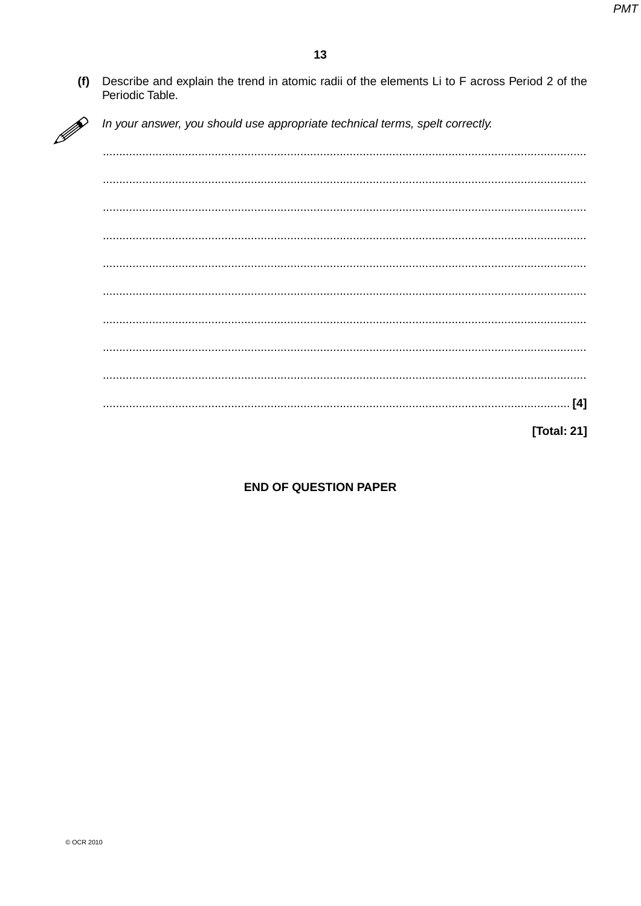**(f)** Describe and explain the trend in atomic radii of the elements Li to F across Period 2 of the Periodic Table.

*In your answer, you should use appropriate technical terms, spelt correctly.*

..........................................................................................................................................

..........................................................................................................................................

..........................................................................................................................................

..........................................................................................................................................

..........................................................................................................................................

..........................................................................................................................................

..........................................................................................................................................

..........................................................................................................................................

..........................................................................................................................................

...................................................................................................................................... **[4]**

**[Total: 21]**

**END OF QUESTION PAPER**

© OCR 2010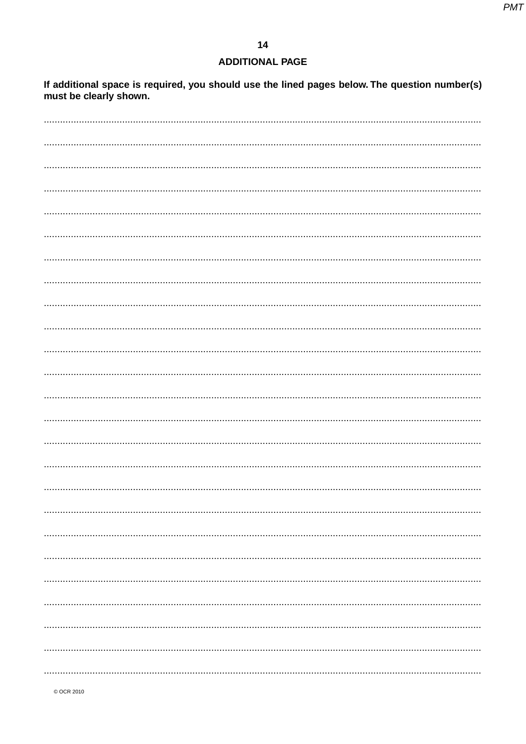## ADDITIONAL PAGE

**If additional space is required, you should use the lined pages below. The question number(s) must be clearly shown.**

© OCR 2010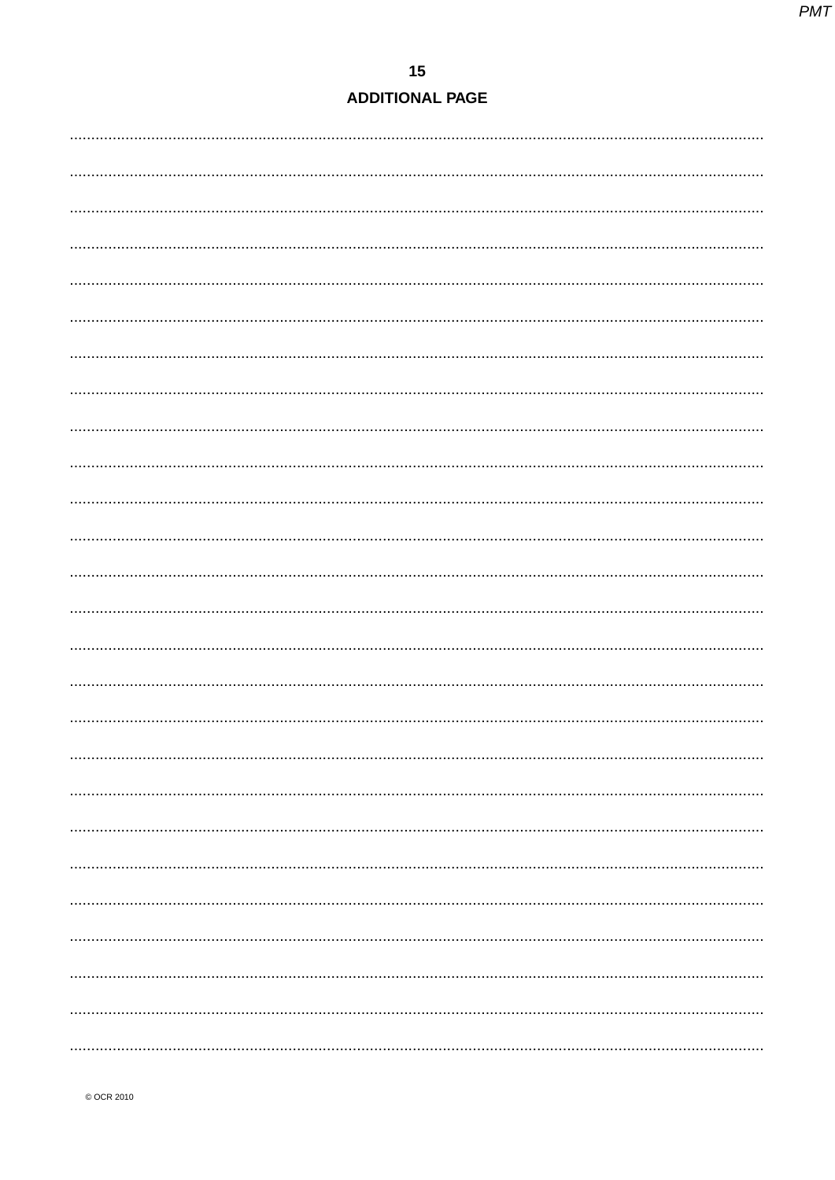## ADDITIONAL PAGE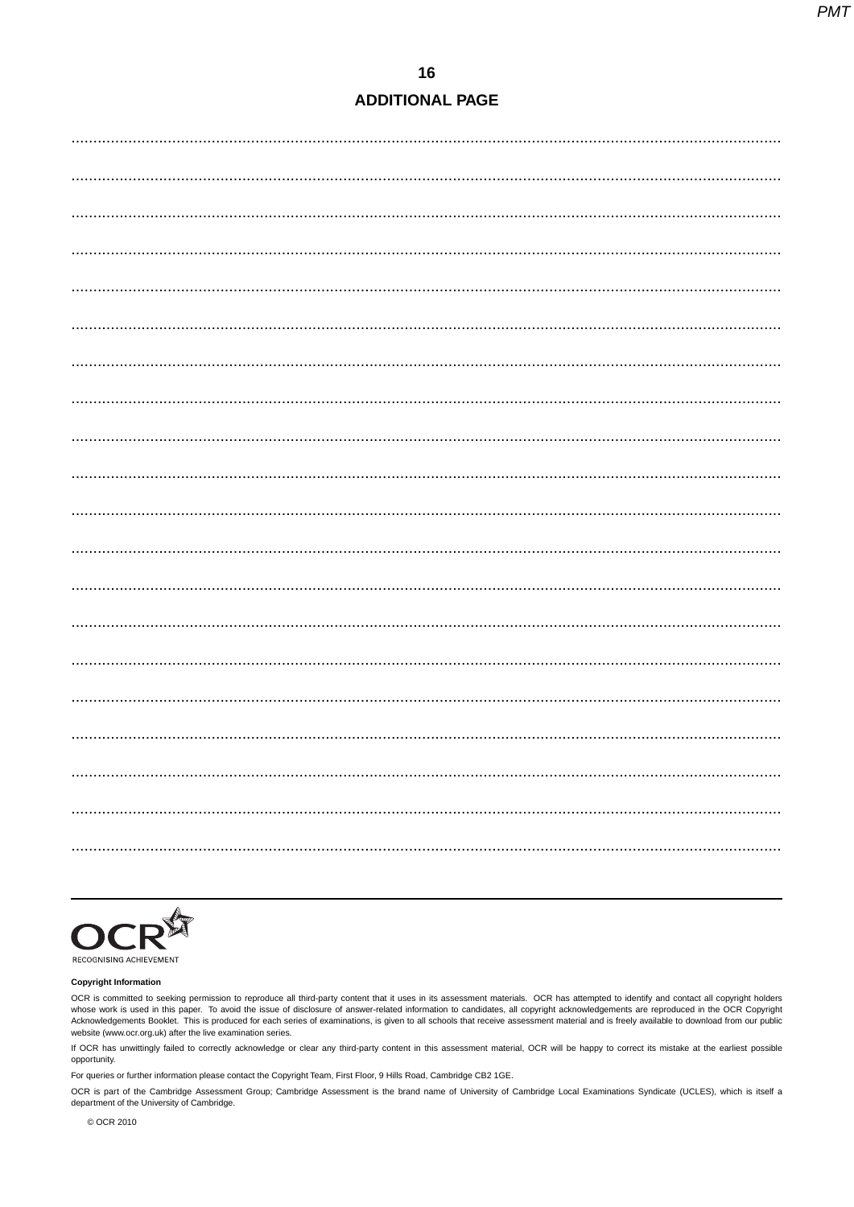## ADDITIONAL PAGE

RECOGNISING ACHIEVEMENT

**Copyright Information**

OCR is committed to seeking permission to reproduce all third-party content that it uses in its assessment materials. OCR has attempted to identify and contact all copyright holders whose work is used in this paper. To avoid the issue of disclosure of answer-related information to candidates, all copyright acknowledgements are reproduced in the OCR Copyright Acknowledgements Booklet. This is produced for each series of examinations, is given to all schools that receive assessment material and is freely available to download from our public website (www.ocr.org.uk) after the live examination series.

If OCR has unwittingly failed to correctly acknowledge or clear any third-party content in this assessment material, OCR will be happy to correct its mistake at the earliest possible opportunity.

For queries or further information please contact the Copyright Team, First Floor, 9 Hills Road, Cambridge CB2 1GE.

OCR is part of the Cambridge Assessment Group; Cambridge Assessment is the brand name of University of Cambridge Local Examinations Syndicate (UCLES), which is itself a department of the University of Cambridge.

© OCR 2010